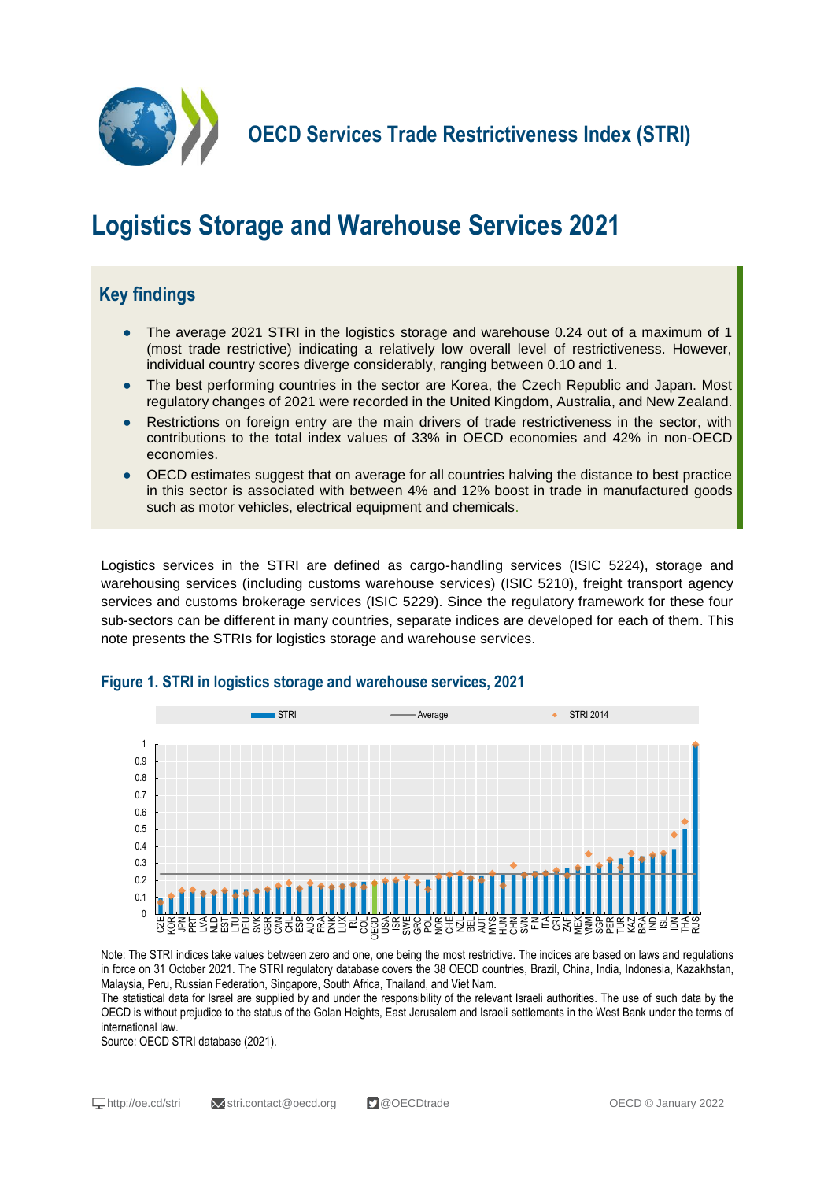# OECD Services Trade Restrictiveness Index (STRI)

# Logistics Storage and Warehouse Services 2021

## Key findings

- The average 2021 STRI in the logistics storage and warehouse 0.24 out of a maximum of 1 (most trade restrictive) indicating a relatively low overall level of restrictiveness. However, individual country scores diverge considerably, ranging between 0.10 and 1.
- The best performing countries in the sector are Korea, the Czech Republic and Japan. Most regulatory changes of 2021 were recorded in the United Kingdom, Australia, and New Zealand.
- Restrictions on foreign entry are the main drivers of trade restrictiveness in the sector, with contributions to the total index values of 33% in OECD economies and 42% in non-OECD economies.
- OECD estimates suggest that on average for all countries halving the distance to best practice in this sector is associated with between 4% and 12% boost in trade in manufactured goods such as motor vehicles, electrical equipment and chemicals.

Logistics services in the STRI are defined as cargo-handling services (ISIC 5224), storage and warehousing services (including customs warehouse services) (ISIC 5210), freight transport agency services and customs brokerage services (ISIC 5229). Since the regulatory framework for these four sub-sectors can be different in many countries, separate indices are developed for each of them. This note presents the STRIs for logistics storage and warehouse services.

### Figure 1. STRI in logistics storage and warehouse services, 2021

Note: The STRI indices take values between zero and one, one being the most restrictive. The indices are based on laws and regulations in force on 31 October 2021. The STRI regulatory database covers the 38 OECD countries, Brazil, China, India, Indonesia, Kazakhstan, Malaysia, Peru, Russian Federation, Singapore, South Africa, Thailand, and Viet Nam.

The statistical data for Israel are supplied by and under the responsibility of the relevant Israeli authorities. The use of such data by the OECD is without prejudice to the status of the Golan Heights, East Jerusalem and Israeli settlements in the West Bank under the terms of international law.

Source: OECD STRI database (2021).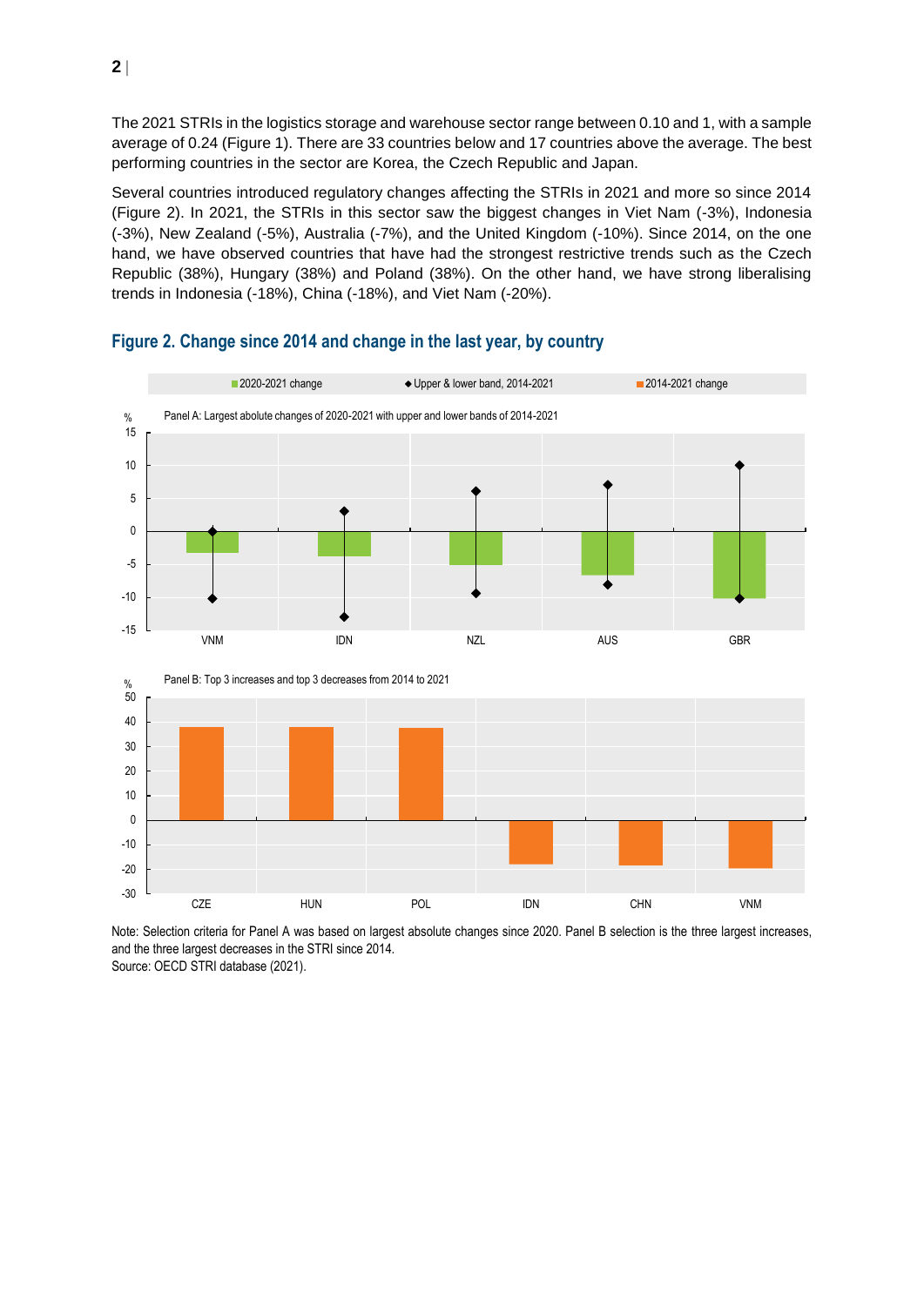The 2021 STRIs in the logistics storage and warehouse sector range between 0.10 and 1, with a sample average of 0.24 (Figure 1). There are 33 countries below and 17 countries above the average. The best performing countries in the sector are Korea, the Czech Republic and Japan.

Several countries introduced regulatory changes affecting the STRIs in 2021 and more so since 2014 (Figure 2). In 2021, the STRIs in this sector saw the biggest changes in Viet Nam (-3%), Indonesia (-3%), New Zealand (-5%), Australia (-7%), and the United Kingdom (-10%). Since 2014, on the one hand, we have observed countries that have had the strongest restrictive trends such as the Czech Republic (38%), Hungary (38%) and Poland (38%). On the other hand, we have strong liberalising trends in Indonesia (-18%), China (-18%), and Viet Nam (-20%).

## Figure 2. Change since 2014 and change in the last year, by country

2020-2021 change | Upper & lower band, 2014-2021 | 2014-2021 change

Panel A: Largest abolute changes of 2020-2021 with upper and lower bands of 2014-2021

Panel B: Top 3 increases and top 3 decreases from 2014 to 2021

Note: Selection criteria for Panel A was based on largest absolute changes since 2020. Panel B selection is the three largest increases, and the three largest decreases in the STRI since 2014.
Source: OECD STRI database (2021).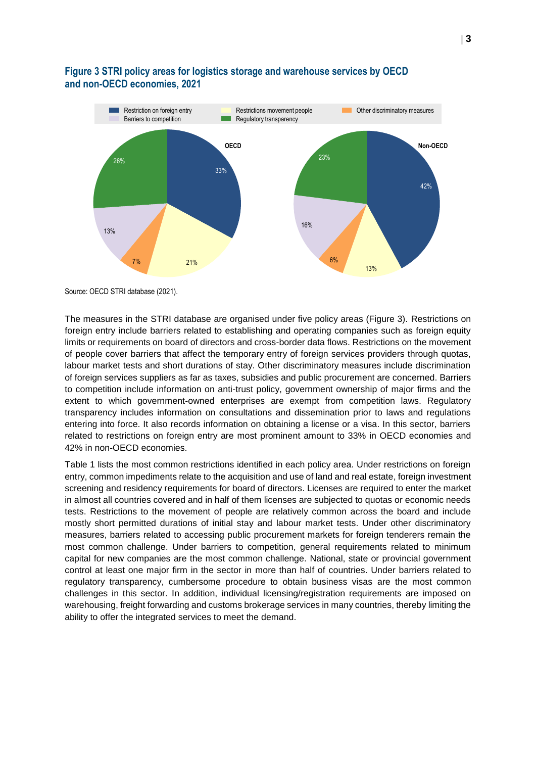### Figure 3 STRI policy areas for logistics storage and warehouse services by OECD and non-OECD economies, 2021

Source: OECD STRI database (2021).

The measures in the STRI database are organised under five policy areas (Figure 3). Restrictions on foreign entry include barriers related to establishing and operating companies such as foreign equity limits or requirements on board of directors and cross-border data flows. Restrictions on the movement of people cover barriers that affect the temporary entry of foreign services providers through quotas, labour market tests and short durations of stay. Other discriminatory measures include discrimination of foreign services suppliers as far as taxes, subsidies and public procurement are concerned. Barriers to competition include information on anti-trust policy, government ownership of major firms and the extent to which government-owned enterprises are exempt from competition laws. Regulatory transparency includes information on consultations and dissemination prior to laws and regulations entering into force. It also records information on obtaining a license or a visa. In this sector, barriers related to restrictions on foreign entry are most prominent amount to 33% in OECD economies and 42% in non-OECD economies.

Table 1 lists the most common restrictions identified in each policy area. Under restrictions on foreign entry, common impediments relate to the acquisition and use of land and real estate, foreign investment screening and residency requirements for board of directors. Licenses are required to enter the market in almost all countries covered and in half of them licenses are subjected to quotas or economic needs tests. Restrictions to the movement of people are relatively common across the board and include mostly short permitted durations of initial stay and labour market tests. Under other discriminatory measures, barriers related to accessing public procurement markets for foreign tenderers remain the most common challenge. Under barriers to competition, general requirements related to minimum capital for new companies are the most common challenge. National, state or provincial government control at least one major firm in the sector in more than half of countries. Under barriers related to regulatory transparency, cumbersome procedure to obtain business visas are the most common challenges in this sector. In addition, individual licensing/registration requirements are imposed on warehousing, freight forwarding and customs brokerage services in many countries, thereby limiting the ability to offer the integrated services to meet the demand.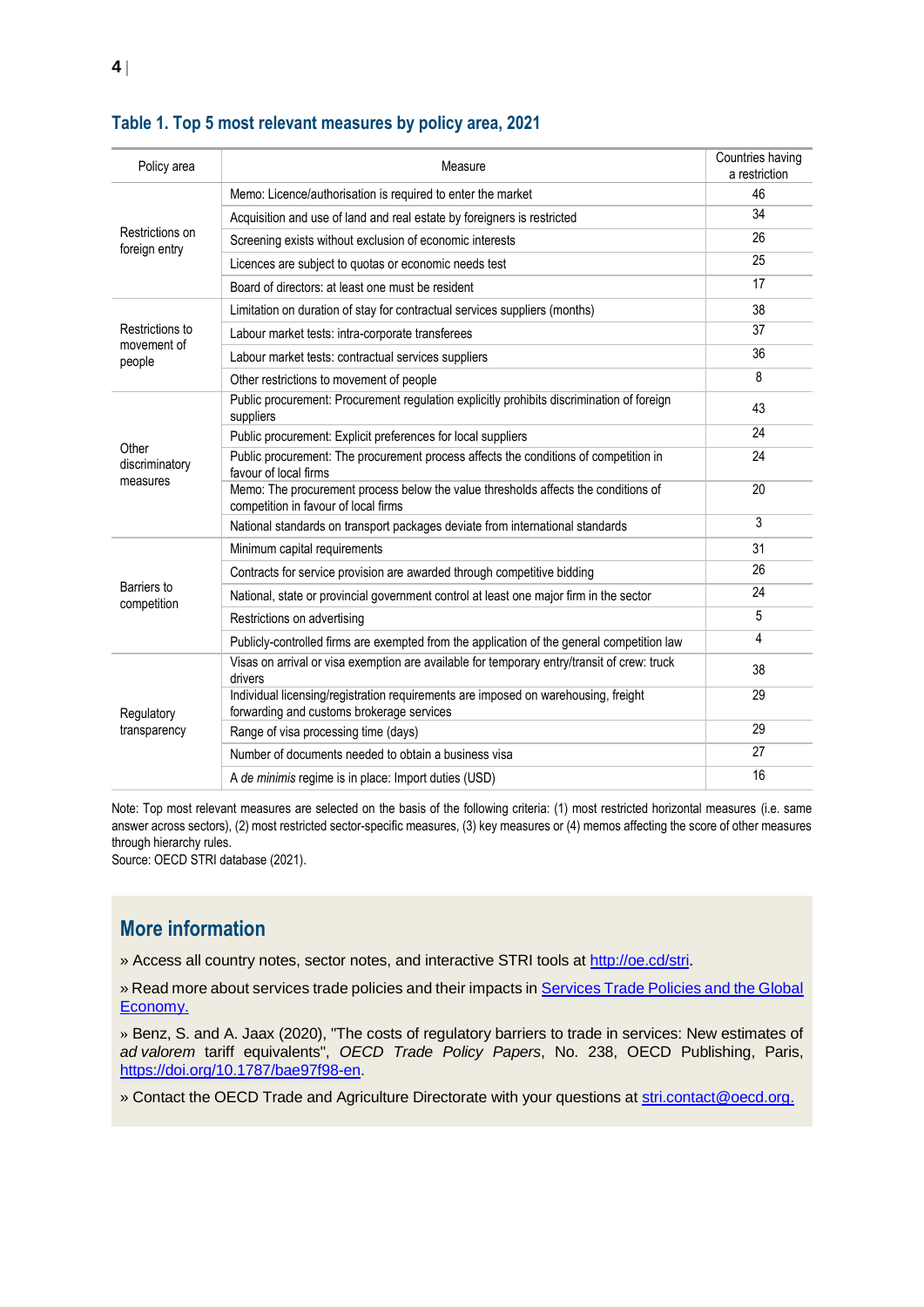### Table 1. Top 5 most relevant measures by policy area, 2021

| Policy area | Measure | Countries having a restriction |
|---|---|---|
| Restrictions on foreign entry | Memo: Licence/authorisation is required to enter the market | 46 |
| | Acquisition and use of land and real estate by foreigners is restricted | 34 |
| | Screening exists without exclusion of economic interests | 26 |
| | Licences are subject to quotas or economic needs test | 25 |
| | Board of directors: at least one must be resident | 17 |
| Restrictions to movement of people | Limitation on duration of stay for contractual services suppliers (months) | 38 |
| | Labour market tests: intra-corporate transferees | 37 |
| | Labour market tests: contractual services suppliers | 36 |
| | Other restrictions to movement of people | 8 |
| Other discriminatory measures | Public procurement: Procurement regulation explicitly prohibits discrimination of foreign suppliers | 43 |
| | Public procurement: Explicit preferences for local suppliers | 24 |
| | Public procurement: The procurement process affects the conditions of competition in favour of local firms | 24 |
| | Memo: The procurement process below the value thresholds affects the conditions of competition in favour of local firms | 20 |
| | National standards on transport packages deviate from international standards | 3 |
| Barriers to competition | Minimum capital requirements | 31 |
| | Contracts for service provision are awarded through competitive bidding | 26 |
| | National, state or provincial government control at least one major firm in the sector | 24 |
| | Restrictions on advertising | 5 |
| | Publicly-controlled firms are exempted from the application of the general competition law | 4 |
| Regulatory transparency | Visas on arrival or visa exemption are available for temporary entry/transit of crew: truck drivers | 38 |
| | Individual licensing/registration requirements are imposed on warehousing, freight forwarding and customs brokerage services | 29 |
| | Range of visa processing time (days) | 29 |
| | Number of documents needed to obtain a business visa | 27 |
| | A *de minimis* regime is in place: Import duties (USD) | 16 |

Note: Top most relevant measures are selected on the basis of the following criteria: (1) most restricted horizontal measures (i.e. same answer across sectors), (2) most restricted sector-specific measures, (3) key measures or (4) memos affecting the score of other measures through hierarchy rules.
Source: OECD STRI database (2021).

## More information

» Access all country notes, sector notes, and interactive STRI tools at http://oe.cd/stri.

» Read more about services trade policies and their impacts in Services Trade Policies and the Global Economy.

» Benz, S. and A. Jaax (2020), "The costs of regulatory barriers to trade in services: New estimates of *ad valorem* tariff equivalents", *OECD Trade Policy Papers*, No. 238, OECD Publishing, Paris, https://doi.org/10.1787/bae97f98-en.

» Contact the OECD Trade and Agriculture Directorate with your questions at stri.contact@oecd.org.